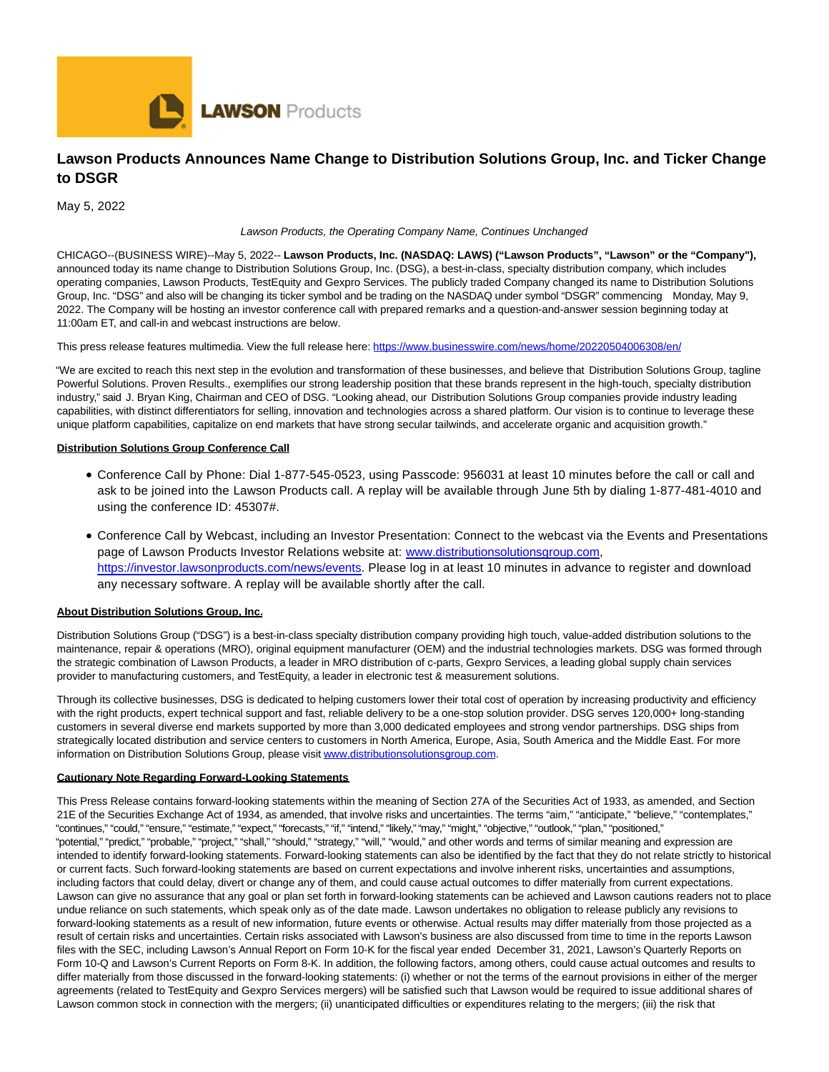# Lawson Products Announces Name Change to Distribution Solutions Group, Inc. and Ticker Change to DSGR

May 5, 2022

*Lawson Products, the Operating Company Name, Continues Unchanged*

CHICAGO--(BUSINESS WIRE)--May 5, 2022-- **Lawson Products, Inc. (NASDAQ: LAWS) ("Lawson Products", "Lawson" or the "Company"),** announced today its name change to Distribution Solutions Group, Inc. (DSG), a best-in-class, specialty distribution company, which includes operating companies, Lawson Products, TestEquity and Gexpro Services. The publicly traded Company changed its name to Distribution Solutions Group, Inc. "DSG" and also will be changing its ticker symbol and be trading on the NASDAQ under symbol "DSGR" commencing Monday, May 9, 2022. The Company will be hosting an investor conference call with prepared remarks and a question-and-answer session beginning today at 11:00am ET, and call-in and webcast instructions are below.

This press release features multimedia. View the full release here: https://www.businesswire.com/news/home/20220504006308/en/

"We are excited to reach this next step in the evolution and transformation of these businesses, and believe that Distribution Solutions Group, tagline Powerful Solutions. Proven Results., exemplifies our strong leadership position that these brands represent in the high-touch, specialty distribution industry," said J. Bryan King, Chairman and CEO of DSG. "Looking ahead, our Distribution Solutions Group companies provide industry leading capabilities, with distinct differentiators for selling, innovation and technologies across a shared platform. Our vision is to continue to leverage these unique platform capabilities, capitalize on end markets that have strong secular tailwinds, and accelerate organic and acquisition growth."

**Distribution Solutions Group Conference Call**

- Conference Call by Phone: Dial 1-877-545-0523, using Passcode: 956031 at least 10 minutes before the call or call and ask to be joined into the Lawson Products call. A replay will be available through June 5th by dialing 1-877-481-4010 and using the conference ID: 45307#.
- Conference Call by Webcast, including an Investor Presentation: Connect to the webcast via the Events and Presentations page of Lawson Products Investor Relations website at: www.distributionsolutionsgroup.com, https://investor.lawsonproducts.com/news/events. Please log in at least 10 minutes in advance to register and download any necessary software. A replay will be available shortly after the call.

**About Distribution Solutions Group, Inc.**

Distribution Solutions Group ("DSG") is a best-in-class specialty distribution company providing high touch, value-added distribution solutions to the maintenance, repair & operations (MRO), original equipment manufacturer (OEM) and the industrial technologies markets. DSG was formed through the strategic combination of Lawson Products, a leader in MRO distribution of c-parts, Gexpro Services, a leading global supply chain services provider to manufacturing customers, and TestEquity, a leader in electronic test & measurement solutions.

Through its collective businesses, DSG is dedicated to helping customers lower their total cost of operation by increasing productivity and efficiency with the right products, expert technical support and fast, reliable delivery to be a one-stop solution provider. DSG serves 120,000+ long-standing customers in several diverse end markets supported by more than 3,000 dedicated employees and strong vendor partnerships. DSG ships from strategically located distribution and service centers to customers in North America, Europe, Asia, South America and the Middle East. For more information on Distribution Solutions Group, please visit www.distributionsolutionsgroup.com.

**Cautionary Note Regarding Forward-Looking Statements**

This Press Release contains forward-looking statements within the meaning of Section 27A of the Securities Act of 1933, as amended, and Section 21E of the Securities Exchange Act of 1934, as amended, that involve risks and uncertainties. The terms "aim," "anticipate," "believe," "contemplates," "continues," "could," "ensure," "estimate," "expect," "forecasts," "if," "intend," "likely," "may," "might," "objective," "outlook," "plan," "positioned," "potential," "predict," "probable," "project," "shall," "should," "strategy," "will," "would," and other words and terms of similar meaning and expression are intended to identify forward-looking statements. Forward-looking statements can also be identified by the fact that they do not relate strictly to historical or current facts. Such forward-looking statements are based on current expectations and involve inherent risks, uncertainties and assumptions, including factors that could delay, divert or change any of them, and could cause actual outcomes to differ materially from current expectations. Lawson can give no assurance that any goal or plan set forth in forward-looking statements can be achieved and Lawson cautions readers not to place undue reliance on such statements, which speak only as of the date made. Lawson undertakes no obligation to release publicly any revisions to forward-looking statements as a result of new information, future events or otherwise. Actual results may differ materially from those projected as a result of certain risks and uncertainties. Certain risks associated with Lawson's business are also discussed from time to time in the reports Lawson files with the SEC, including Lawson's Annual Report on Form 10-K for the fiscal year ended December 31, 2021, Lawson's Quarterly Reports on Form 10-Q and Lawson's Current Reports on Form 8-K. In addition, the following factors, among others, could cause actual outcomes and results to differ materially from those discussed in the forward-looking statements: (i) whether or not the terms of the earnout provisions in either of the merger agreements (related to TestEquity and Gexpro Services mergers) will be satisfied such that Lawson would be required to issue additional shares of Lawson common stock in connection with the mergers; (ii) unanticipated difficulties or expenditures relating to the mergers; (iii) the risk that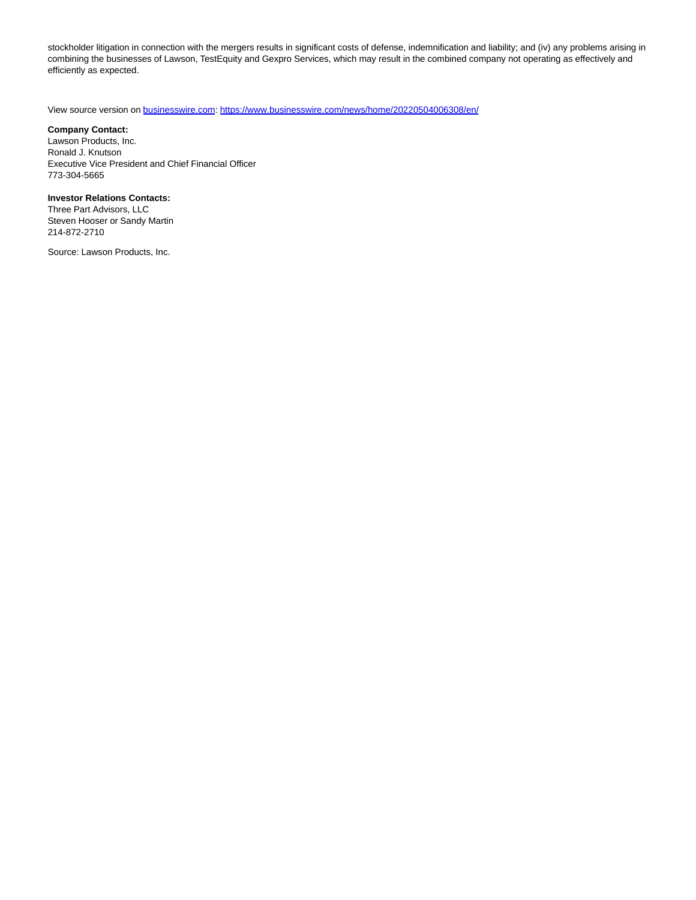stockholder litigation in connection with the mergers results in significant costs of defense, indemnification and liability; and (iv) any problems arising in combining the businesses of Lawson, TestEquity and Gexpro Services, which may result in the combined company not operating as effectively and efficiently as expected.

View source version on businesswire.com: https://www.businesswire.com/news/home/20220504006308/en/

**Company Contact:**
Lawson Products, Inc.
Ronald J. Knutson
Executive Vice President and Chief Financial Officer
773-304-5665

**Investor Relations Contacts:**
Three Part Advisors, LLC
Steven Hooser or Sandy Martin
214-872-2710

Source: Lawson Products, Inc.